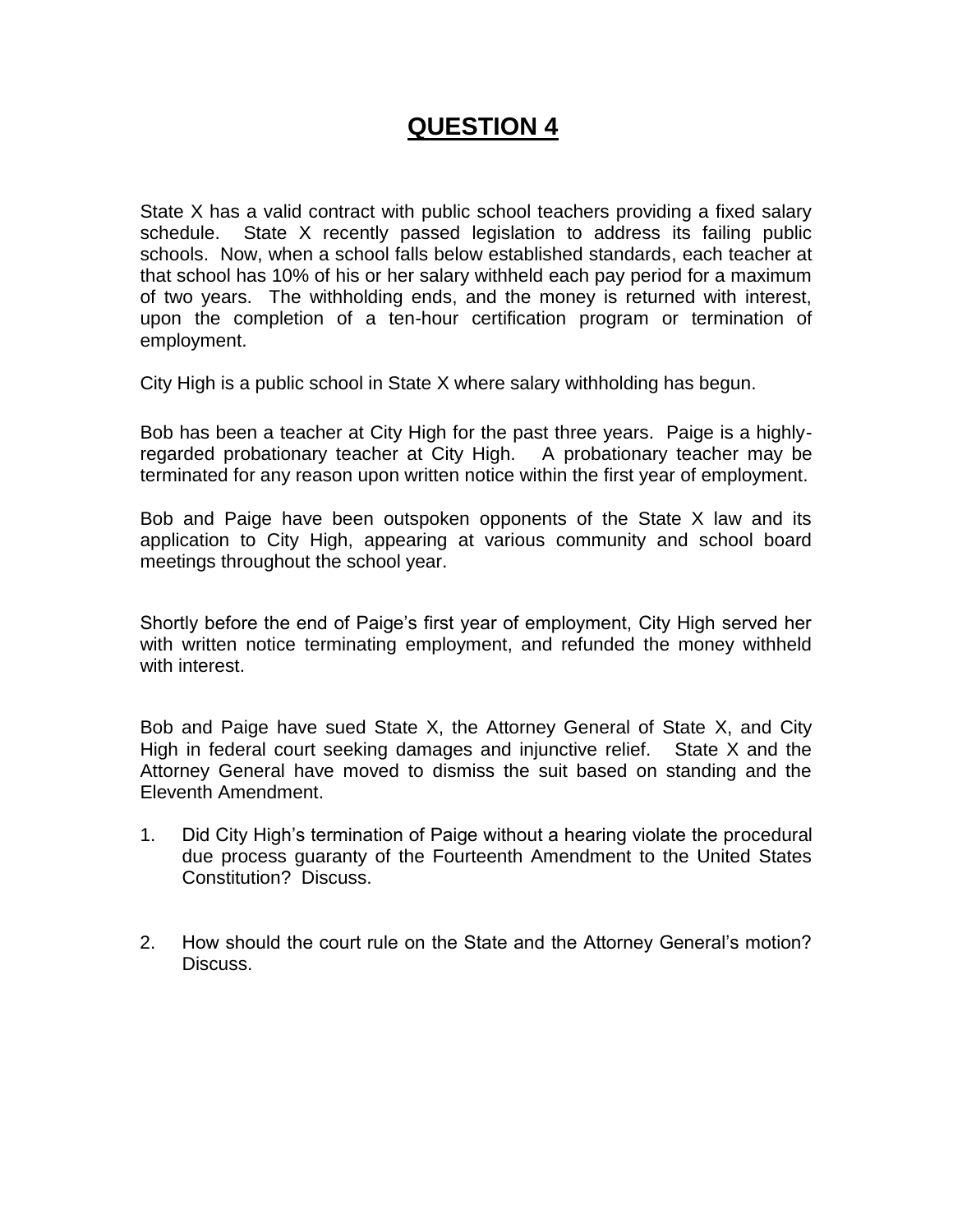# QUESTION 4

State X has a valid contract with public school teachers providing a fixed salary schedule. State X recently passed legislation to address its failing public schools. Now, when a school falls below established standards, each teacher at that school has 10% of his or her salary withheld each pay period for a maximum of two years. The withholding ends, and the money is returned with interest, upon the completion of a ten-hour certification program or termination of employment.

City High is a public school in State X where salary withholding has begun.

Bob has been a teacher at City High for the past three years. Paige is a highly-regarded probationary teacher at City High. A probationary teacher may be terminated for any reason upon written notice within the first year of employment.

Bob and Paige have been outspoken opponents of the State X law and its application to City High, appearing at various community and school board meetings throughout the school year.

Shortly before the end of Paige's first year of employment, City High served her with written notice terminating employment, and refunded the money withheld with interest.

Bob and Paige have sued State X, the Attorney General of State X, and City High in federal court seeking damages and injunctive relief. State X and the Attorney General have moved to dismiss the suit based on standing and the Eleventh Amendment.

1. Did City High's termination of Paige without a hearing violate the procedural due process guaranty of the Fourteenth Amendment to the United States Constitution? Discuss.

2. How should the court rule on the State and the Attorney General's motion? Discuss.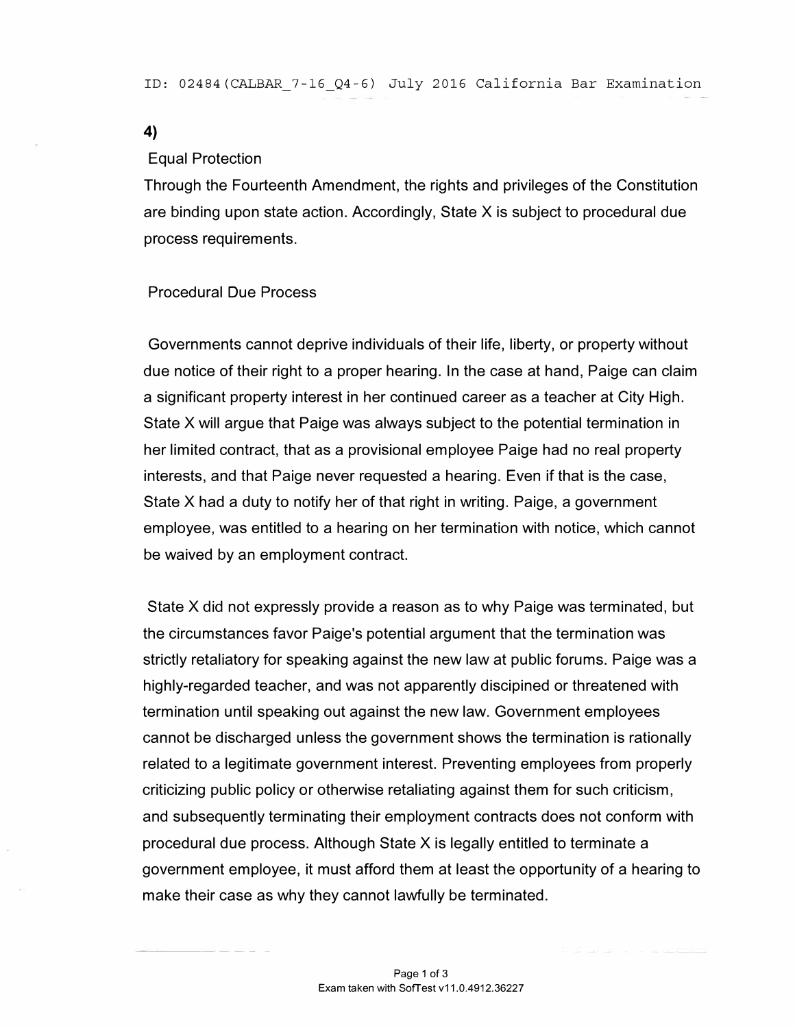**4)**

Equal Protection

Through the Fourteenth Amendment, the rights and privileges of the Constitution are binding upon state action. Accordingly, State X is subject to procedural due process requirements.

Procedural Due Process

Governments cannot deprive individuals of their life, liberty, or property without due notice of their right to a proper hearing. In the case at hand, Paige can claim a significant property interest in her continued career as a teacher at City High. State X will argue that Paige was always subject to the potential termination in her limited contract, that as a provisional employee Paige had no real property interests, and that Paige never requested a hearing. Even if that is the case, State X had a duty to notify her of that right in writing. Paige, a government employee, was entitled to a hearing on her termination with notice, which cannot be waived by an employment contract.

State X did not expressly provide a reason as to why Paige was terminated, but the circumstances favor Paige's potential argument that the termination was strictly retaliatory for speaking against the new law at public forums. Paige was a highly-regarded teacher, and was not apparently discipined or threatened with termination until speaking out against the new law. Government employees cannot be discharged unless the government shows the termination is rationally related to a legitimate government interest. Preventing employees from properly criticizing public policy or otherwise retaliating against them for such criticism, and subsequently terminating their employment contracts does not conform with procedural due process. Although State X is legally entitled to terminate a government employee, it must afford them at least the opportunity of a hearing to make their case as why they cannot lawfully be terminated.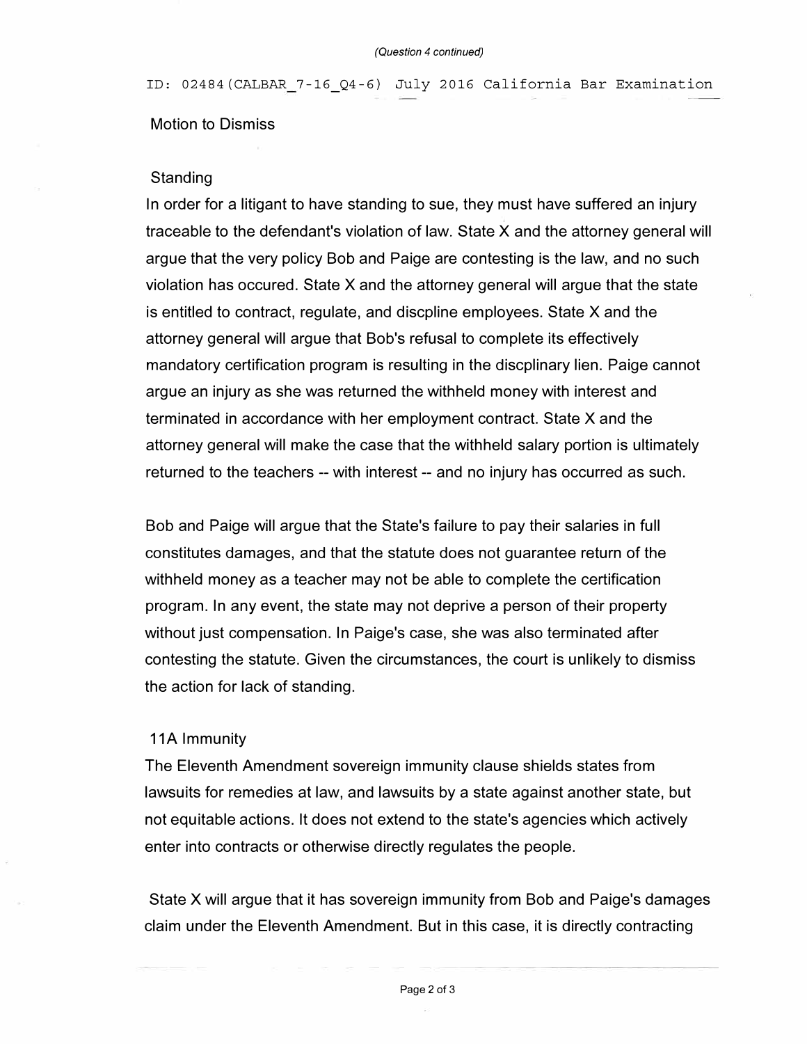Motion to Dismiss

Standing

In order for a litigant to have standing to sue, they must have suffered an injury traceable to the defendant's violation of law. State X and the attorney general will argue that the very policy Bob and Paige are contesting is the law, and no such violation has occured. State X and the attorney general will argue that the state is entitled to contract, regulate, and discpline employees. State X and the attorney general will argue that Bob's refusal to complete its effectively mandatory certification program is resulting in the discplinary lien. Paige cannot argue an injury as she was returned the withheld money with interest and terminated in accordance with her employment contract. State X and the attorney general will make the case that the withheld salary portion is ultimately returned to the teachers -- with interest -- and no injury has occurred as such.

Bob and Paige will argue that the State's failure to pay their salaries in full constitutes damages, and that the statute does not guarantee return of the withheld money as a teacher may not be able to complete the certification program. In any event, the state may not deprive a person of their property without just compensation. In Paige's case, she was also terminated after contesting the statute. Given the circumstances, the court is unlikely to dismiss the action for lack of standing.

11A Immunity

The Eleventh Amendment sovereign immunity clause shields states from lawsuits for remedies at law, and lawsuits by a state against another state, but not equitable actions. It does not extend to the state's agencies which actively enter into contracts or otherwise directly regulates the people.

State X will argue that it has sovereign immunity from Bob and Paige's damages claim under the Eleventh Amendment. But in this case, it is directly contracting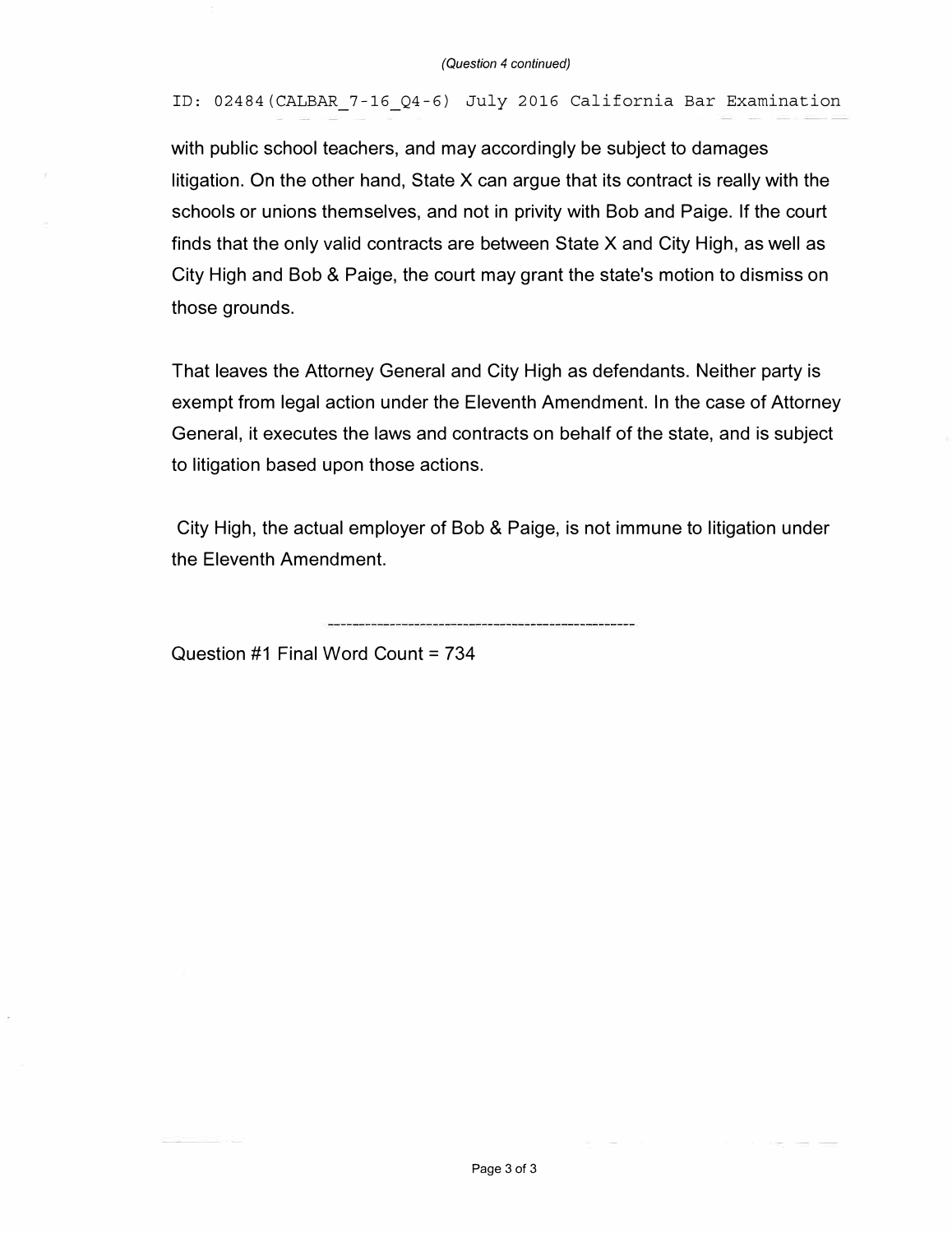with public school teachers, and may accordingly be subject to damages litigation. On the other hand, State X can argue that its contract is really with the schools or unions themselves, and not in privity with Bob and Paige. If the court finds that the only valid contracts are between State X and City High, as well as City High and Bob & Paige, the court may grant the state's motion to dismiss on those grounds.

That leaves the Attorney General and City High as defendants. Neither party is exempt from legal action under the Eleventh Amendment. In the case of Attorney General, it executes the laws and contracts on behalf of the state, and is subject to litigation based upon those actions.

City High, the actual employer of Bob & Paige, is not immune to litigation under the Eleventh Amendment.

---

Question #1 Final Word Count = 734